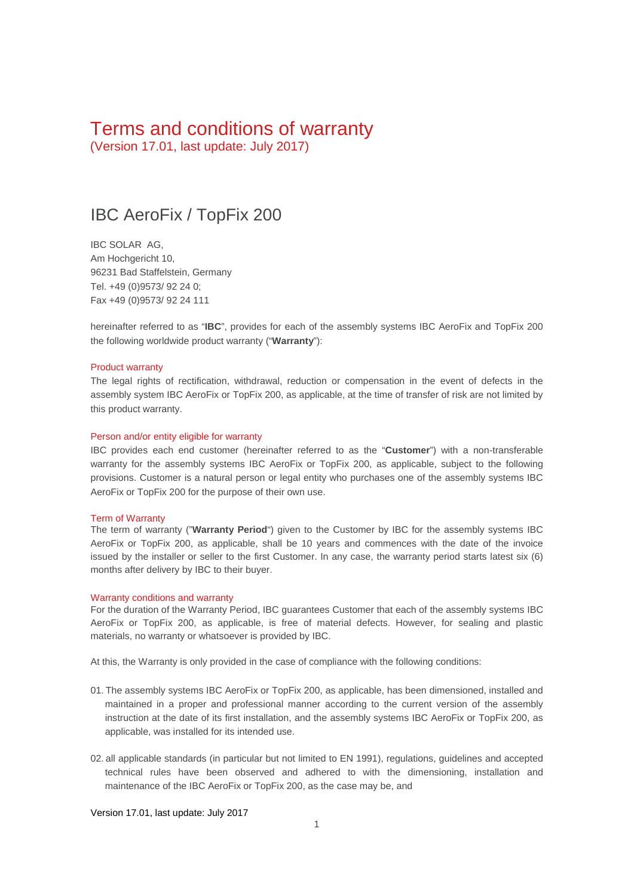# Terms and conditions of warranty

(Version 17.01, last update: July 2017)

## IBC AeroFix / TopFix 200

IBC SOLAR AG,
Am Hochgericht 10,
96231 Bad Staffelstein, Germany
Tel. +49 (0)9573/ 92 24 0;
Fax +49 (0)9573/ 92 24 111

hereinafter referred to as "**IBC**", provides for each of the assembly systems IBC AeroFix and TopFix 200 the following worldwide product warranty ("**Warranty**"):

### Product warranty

The legal rights of rectification, withdrawal, reduction or compensation in the event of defects in the assembly system IBC AeroFix or TopFix 200, as applicable, at the time of transfer of risk are not limited by this product warranty.

### Person and/or entity eligible for warranty

IBC provides each end customer (hereinafter referred to as the "**Customer**") with a non-transferable warranty for the assembly systems IBC AeroFix or TopFix 200, as applicable, subject to the following provisions. Customer is a natural person or legal entity who purchases one of the assembly systems IBC AeroFix or TopFix 200 for the purpose of their own use.

### Term of Warranty

The term of warranty ("**Warranty Period**") given to the Customer by IBC for the assembly systems IBC AeroFix or TopFix 200, as applicable, shall be 10 years and commences with the date of the invoice issued by the installer or seller to the first Customer. In any case, the warranty period starts latest six (6) months after delivery by IBC to their buyer.

### Warranty conditions and warranty

For the duration of the Warranty Period, IBC guarantees Customer that each of the assembly systems IBC AeroFix or TopFix 200, as applicable, is free of material defects. However, for sealing and plastic materials, no warranty or whatsoever is provided by IBC.

At this, the Warranty is only provided in the case of compliance with the following conditions:

01. The assembly systems IBC AeroFix or TopFix 200, as applicable, has been dimensioned, installed and maintained in a proper and professional manner according to the current version of the assembly instruction at the date of its first installation, and the assembly systems IBC AeroFix or TopFix 200, as applicable, was installed for its intended use.

02. all applicable standards (in particular but not limited to EN 1991), regulations, guidelines and accepted technical rules have been observed and adhered to with the dimensioning, installation and maintenance of the IBC AeroFix or TopFix 200, as the case may be, and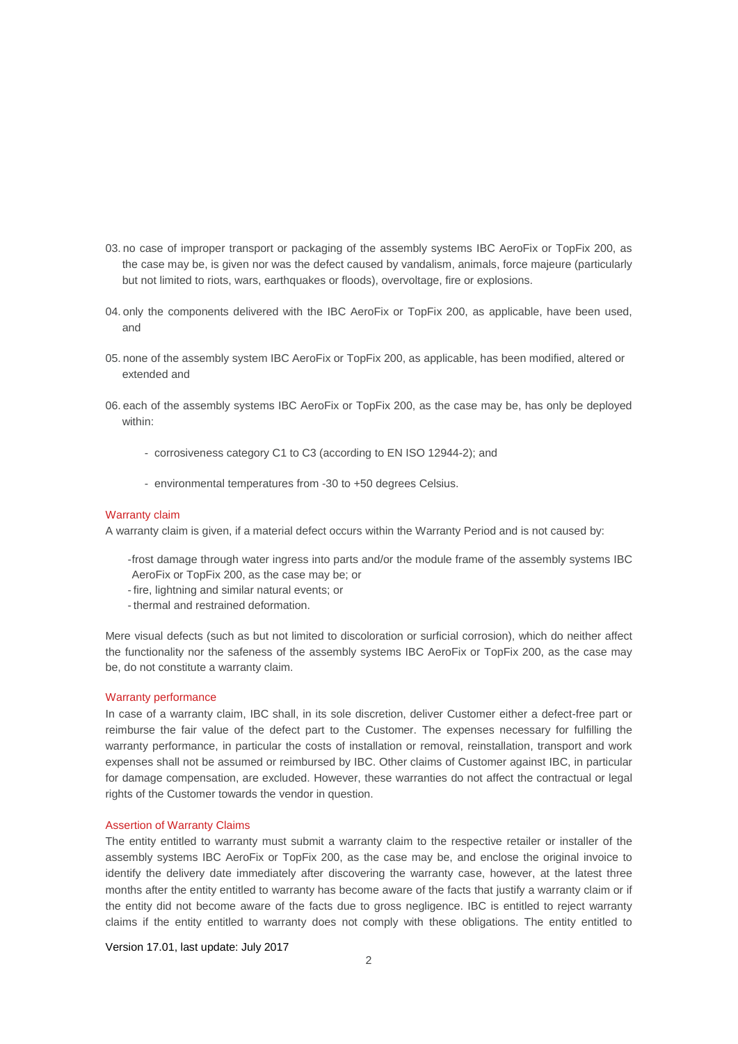03. no case of improper transport or packaging of the assembly systems IBC AeroFix or TopFix 200, as the case may be, is given nor was the defect caused by vandalism, animals, force majeure (particularly but not limited to riots, wars, earthquakes or floods), overvoltage, fire or explosions.

04. only the components delivered with the IBC AeroFix or TopFix 200, as applicable, have been used, and

05. none of the assembly system IBC AeroFix or TopFix 200, as applicable, has been modified, altered or extended and

06. each of the assembly systems IBC AeroFix or TopFix 200, as the case may be, has only be deployed within:

    - corrosiveness category C1 to C3 (according to EN ISO 12944-2); and

    - environmental temperatures from -30 to +50 degrees Celsius.

#### Warranty claim

A warranty claim is given, if a material defect occurs within the Warranty Period and is not caused by:

- frost damage through water ingress into parts and/or the module frame of the assembly systems IBC AeroFix or TopFix 200, as the case may be; or
- fire, lightning and similar natural events; or
- thermal and restrained deformation.

Mere visual defects (such as but not limited to discoloration or surficial corrosion), which do neither affect the functionality nor the safeness of the assembly systems IBC AeroFix or TopFix 200, as the case may be, do not constitute a warranty claim.

#### Warranty performance

In case of a warranty claim, IBC shall, in its sole discretion, deliver Customer either a defect-free part or reimburse the fair value of the defect part to the Customer. The expenses necessary for fulfilling the warranty performance, in particular the costs of installation or removal, reinstallation, transport and work expenses shall not be assumed or reimbursed by IBC. Other claims of Customer against IBC, in particular for damage compensation, are excluded. However, these warranties do not affect the contractual or legal rights of the Customer towards the vendor in question.

#### Assertion of Warranty Claims

The entity entitled to warranty must submit a warranty claim to the respective retailer or installer of the assembly systems IBC AeroFix or TopFix 200, as the case may be, and enclose the original invoice to identify the delivery date immediately after discovering the warranty case, however, at the latest three months after the entity entitled to warranty has become aware of the facts that justify a warranty claim or if the entity did not become aware of the facts due to gross negligence. IBC is entitled to reject warranty claims if the entity entitled to warranty does not comply with these obligations. The entity entitled to

Version 17.01, last update: July 2017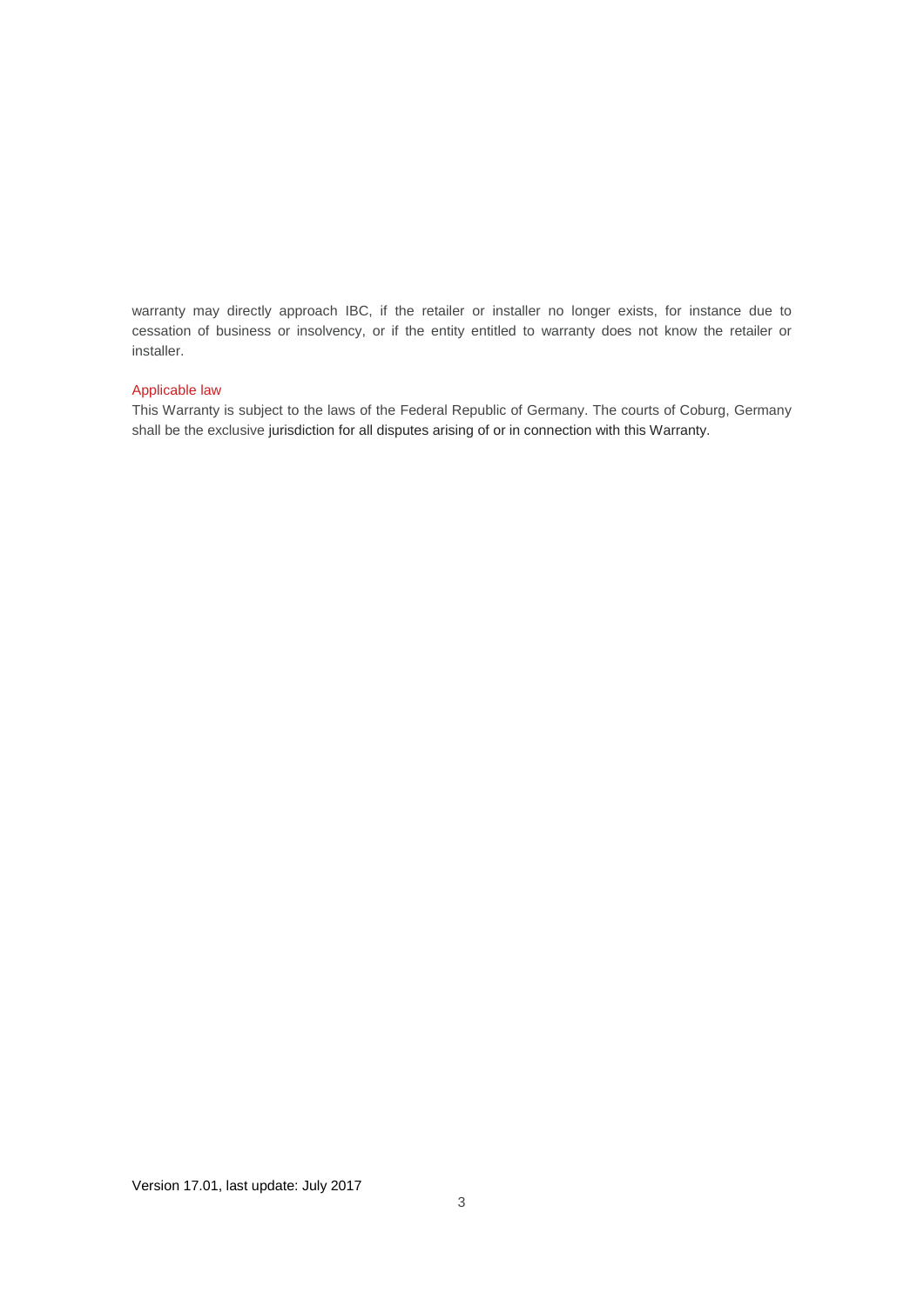warranty may directly approach IBC, if the retailer or installer no longer exists, for instance due to cessation of business or insolvency, or if the entity entitled to warranty does not know the retailer or installer.

## Applicable law

This Warranty is subject to the laws of the Federal Republic of Germany. The courts of Coburg, Germany shall be the exclusive jurisdiction for all disputes arising of or in connection with this Warranty.

Version 17.01, last update: July 2017